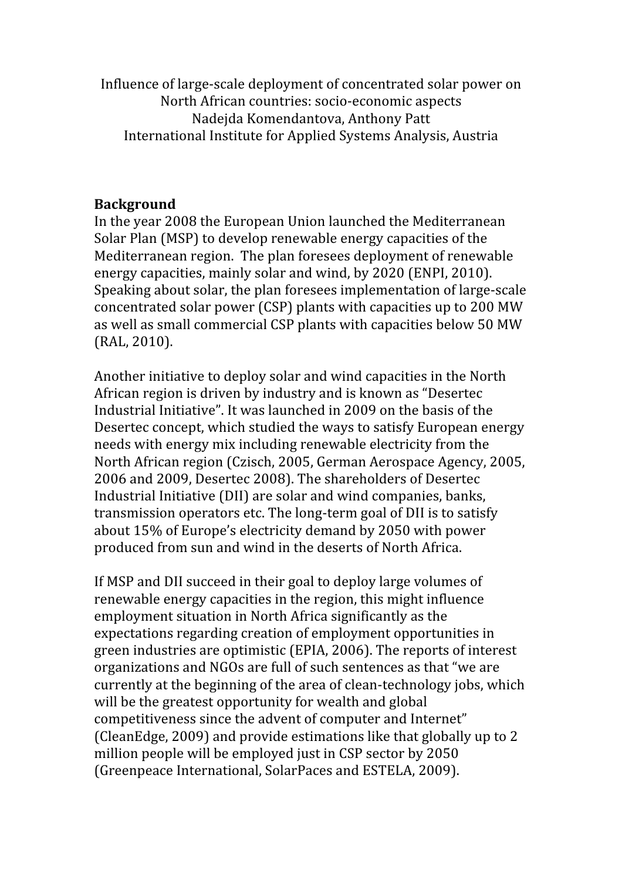Influence of large-scale deployment of concentrated solar power on North African countries: socio-economic aspects

Nadejda Komendantova, Anthony Patt

International Institute for Applied Systems Analysis, Austria

## Background

In the year 2008 the European Union launched the Mediterranean Solar Plan (MSP) to develop renewable energy capacities of the Mediterranean region. The plan foresees deployment of renewable energy capacities, mainly solar and wind, by 2020 (ENPI, 2010). Speaking about solar, the plan foresees implementation of large-scale concentrated solar power (CSP) plants with capacities up to 200 MW as well as small commercial CSP plants with capacities below 50 MW (RAL, 2010).

Another initiative to deploy solar and wind capacities in the North African region is driven by industry and is known as "Desertec Industrial Initiative". It was launched in 2009 on the basis of the Desertec concept, which studied the ways to satisfy European energy needs with energy mix including renewable electricity from the North African region (Czisch, 2005, German Aerospace Agency, 2005, 2006 and 2009, Desertec 2008). The shareholders of Desertec Industrial Initiative (DII) are solar and wind companies, banks, transmission operators etc. The long-term goal of DII is to satisfy about 15% of Europe's electricity demand by 2050 with power produced from sun and wind in the deserts of North Africa.

If MSP and DII succeed in their goal to deploy large volumes of renewable energy capacities in the region, this might influence employment situation in North Africa significantly as the expectations regarding creation of employment opportunities in green industries are optimistic (EPIA, 2006). The reports of interest organizations and NGOs are full of such sentences as that "we are currently at the beginning of the area of clean-technology jobs, which will be the greatest opportunity for wealth and global competitiveness since the advent of computer and Internet" (CleanEdge, 2009) and provide estimations like that globally up to 2 million people will be employed just in CSP sector by 2050 (Greenpeace International, SolarPaces and ESTELA, 2009).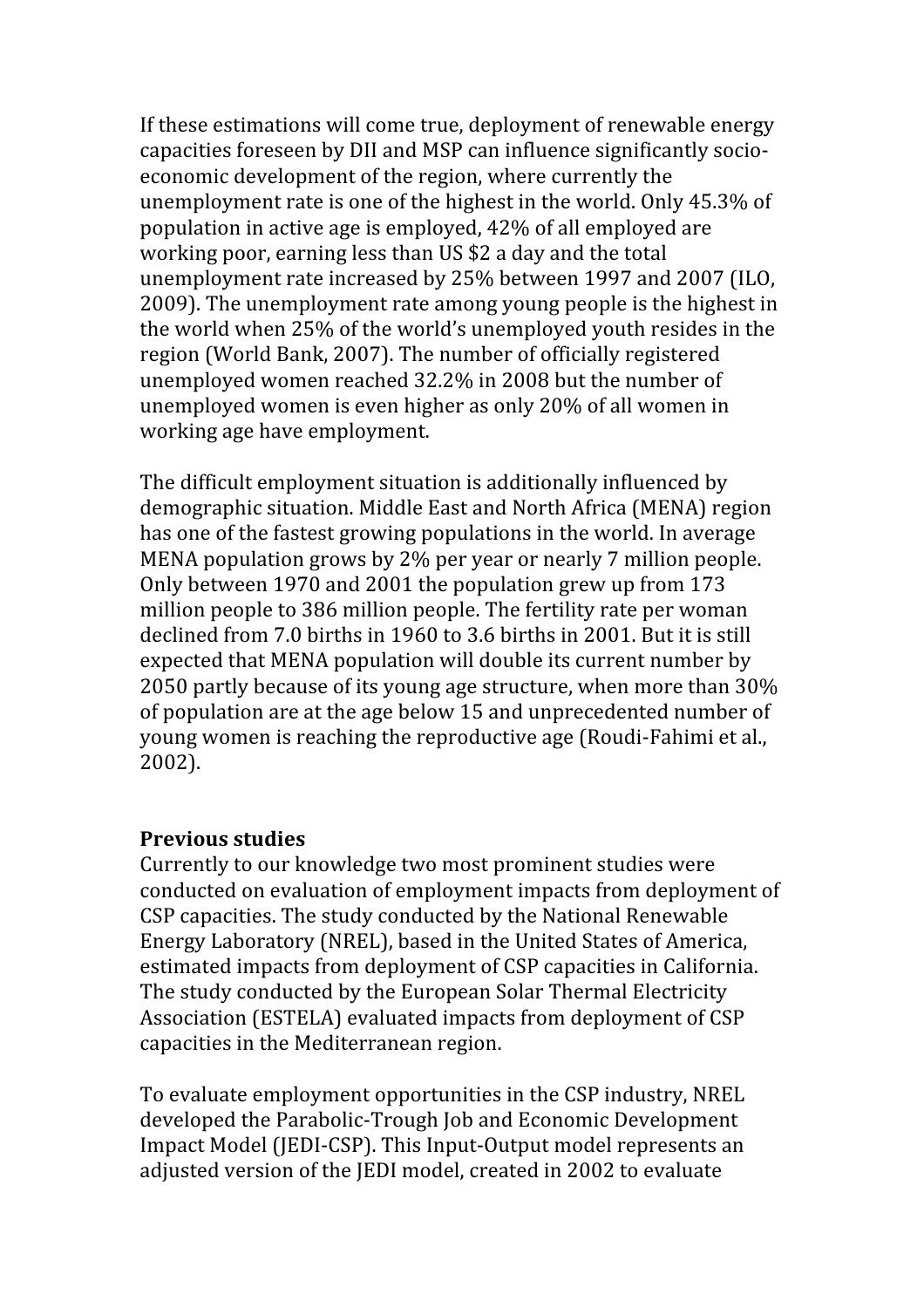If these estimations will come true, deployment of renewable energy capacities foreseen by DII and MSP can influence significantly socio-economic development of the region, where currently the unemployment rate is one of the highest in the world. Only 45.3% of population in active age is employed, 42% of all employed are working poor, earning less than US $2 a day and the total unemployment rate increased by 25% between 1997 and 2007 (ILO, 2009). The unemployment rate among young people is the highest in the world when 25% of the world's unemployed youth resides in the region (World Bank, 2007). The number of officially registered unemployed women reached 32.2% in 2008 but the number of unemployed women is even higher as only 20% of all women in working age have employment.

The difficult employment situation is additionally influenced by demographic situation. Middle East and North Africa (MENA) region has one of the fastest growing populations in the world. In average MENA population grows by 2% per year or nearly 7 million people. Only between 1970 and 2001 the population grew up from 173 million people to 386 million people. The fertility rate per woman declined from 7.0 births in 1960 to 3.6 births in 2001. But it is still expected that MENA population will double its current number by 2050 partly because of its young age structure, when more than 30% of population are at the age below 15 and unprecedented number of young women is reaching the reproductive age (Roudi-Fahimi et al., 2002).

## Previous studies

Currently to our knowledge two most prominent studies were conducted on evaluation of employment impacts from deployment of CSP capacities. The study conducted by the National Renewable Energy Laboratory (NREL), based in the United States of America, estimated impacts from deployment of CSP capacities in California. The study conducted by the European Solar Thermal Electricity Association (ESTELA) evaluated impacts from deployment of CSP capacities in the Mediterranean region.

To evaluate employment opportunities in the CSP industry, NREL developed the Parabolic-Trough Job and Economic Development Impact Model (JEDI-CSP). This Input-Output model represents an adjusted version of the JEDI model, created in 2002 to evaluate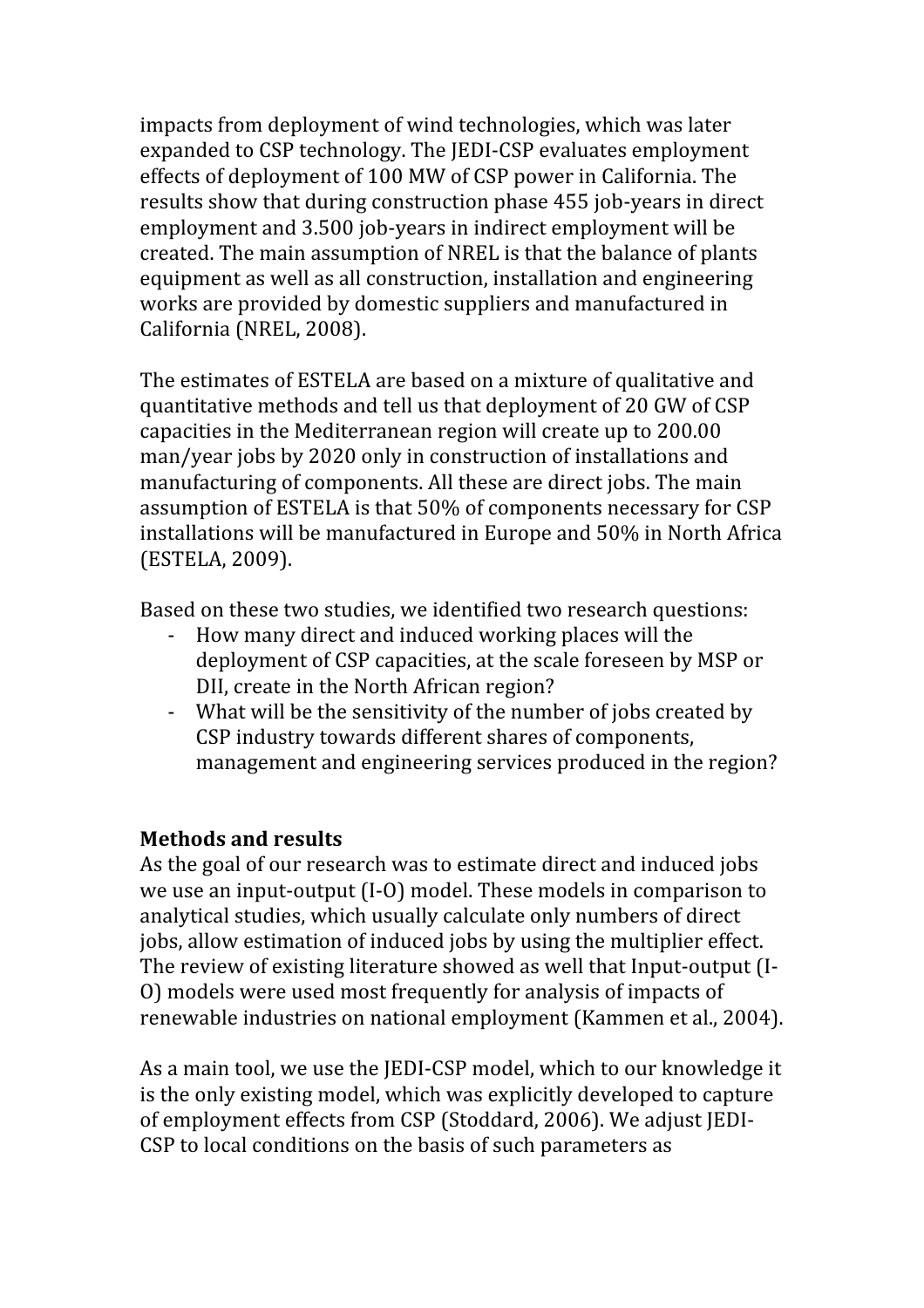impacts from deployment of wind technologies, which was later expanded to CSP technology. The JEDI-CSP evaluates employment effects of deployment of 100 MW of CSP power in California. The results show that during construction phase 455 job-years in direct employment and 3.500 job-years in indirect employment will be created. The main assumption of NREL is that the balance of plants equipment as well as all construction, installation and engineering works are provided by domestic suppliers and manufactured in California (NREL, 2008).

The estimates of ESTELA are based on a mixture of qualitative and quantitative methods and tell us that deployment of 20 GW of CSP capacities in the Mediterranean region will create up to 200.00 man/year jobs by 2020 only in construction of installations and manufacturing of components. All these are direct jobs. The main assumption of ESTELA is that 50% of components necessary for CSP installations will be manufactured in Europe and 50% in North Africa (ESTELA, 2009).

Based on these two studies, we identified two research questions:

- How many direct and induced working places will the deployment of CSP capacities, at the scale foreseen by MSP or DII, create in the North African region?
- What will be the sensitivity of the number of jobs created by CSP industry towards different shares of components, management and engineering services produced in the region?

**Methods and results**

As the goal of our research was to estimate direct and induced jobs we use an input-output (I-O) model. These models in comparison to analytical studies, which usually calculate only numbers of direct jobs, allow estimation of induced jobs by using the multiplier effect. The review of existing literature showed as well that Input-output (I-O) models were used most frequently for analysis of impacts of renewable industries on national employment (Kammen et al., 2004).

As a main tool, we use the JEDI-CSP model, which to our knowledge it is the only existing model, which was explicitly developed to capture of employment effects from CSP (Stoddard, 2006). We adjust JEDI-CSP to local conditions on the basis of such parameters as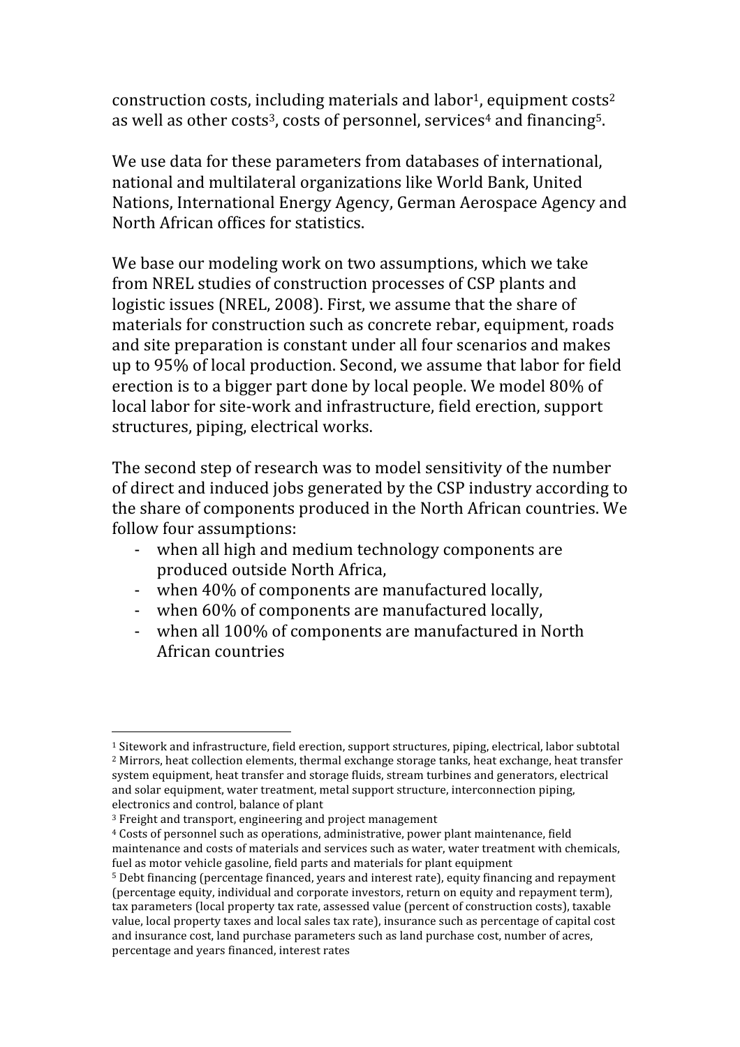construction costs, including materials and labor[1], equipment costs[2] as well as other costs[3], costs of personnel, services[4] and financing[5].

We use data for these parameters from databases of international, national and multilateral organizations like World Bank, United Nations, International Energy Agency, German Aerospace Agency and North African offices for statistics.

We base our modeling work on two assumptions, which we take from NREL studies of construction processes of CSP plants and logistic issues (NREL, 2008). First, we assume that the share of materials for construction such as concrete rebar, equipment, roads and site preparation is constant under all four scenarios and makes up to 95% of local production. Second, we assume that labor for field erection is to a bigger part done by local people. We model 80% of local labor for site-work and infrastructure, field erection, support structures, piping, electrical works.

The second step of research was to model sensitivity of the number of direct and induced jobs generated by the CSP industry according to the share of components produced in the North African countries. We follow four assumptions:

- when all high and medium technology components are produced outside North Africa,
- when 40% of components are manufactured locally,
- when 60% of components are manufactured locally,
- when all 100% of components are manufactured in North African countries

---

[1] Sitework and infrastructure, field erection, support structures, piping, electrical, labor subtotal

[2] Mirrors, heat collection elements, thermal exchange storage tanks, heat exchange, heat transfer system equipment, heat transfer and storage fluids, stream turbines and generators, electrical and solar equipment, water treatment, metal support structure, interconnection piping, electronics and control, balance of plant

[3] Freight and transport, engineering and project management

[4] Costs of personnel such as operations, administrative, power plant maintenance, field maintenance and costs of materials and services such as water, water treatment with chemicals, fuel as motor vehicle gasoline, field parts and materials for plant equipment

[5] Debt financing (percentage financed, years and interest rate), equity financing and repayment (percentage equity, individual and corporate investors, return on equity and repayment term), tax parameters (local property tax rate, assessed value (percent of construction costs), taxable value, local property taxes and local sales tax rate), insurance such as percentage of capital cost and insurance cost, land purchase parameters such as land purchase cost, number of acres, percentage and years financed, interest rates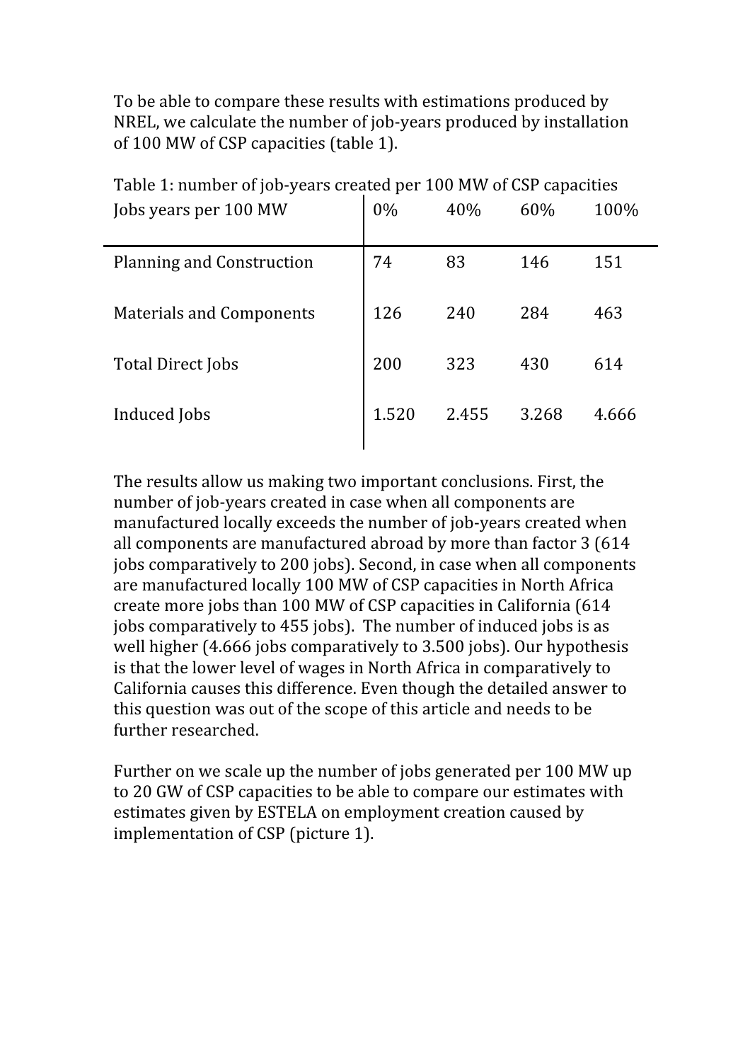To be able to compare these results with estimations produced by NREL, we calculate the number of job-years produced by installation of 100 MW of CSP capacities (table 1).

Table 1: number of job-years created per 100 MW of CSP capacities

| Jobs years per 100 MW | 0% | 40% | 60% | 100% |
|---|---|---|---|---|
| Planning and Construction | 74 | 83 | 146 | 151 |
| Materials and Components | 126 | 240 | 284 | 463 |
| Total Direct Jobs | 200 | 323 | 430 | 614 |
| Induced Jobs | 1.520 | 2.455 | 3.268 | 4.666 |

The results allow us making two important conclusions. First, the number of job-years created in case when all components are manufactured locally exceeds the number of job-years created when all components are manufactured abroad by more than factor 3 (614 jobs comparatively to 200 jobs). Second, in case when all components are manufactured locally 100 MW of CSP capacities in North Africa create more jobs than 100 MW of CSP capacities in California (614 jobs comparatively to 455 jobs). The number of induced jobs is as well higher (4.666 jobs comparatively to 3.500 jobs). Our hypothesis is that the lower level of wages in North Africa in comparatively to California causes this difference. Even though the detailed answer to this question was out of the scope of this article and needs to be further researched.

Further on we scale up the number of jobs generated per 100 MW up to 20 GW of CSP capacities to be able to compare our estimates with estimates given by ESTELA on employment creation caused by implementation of CSP (picture 1).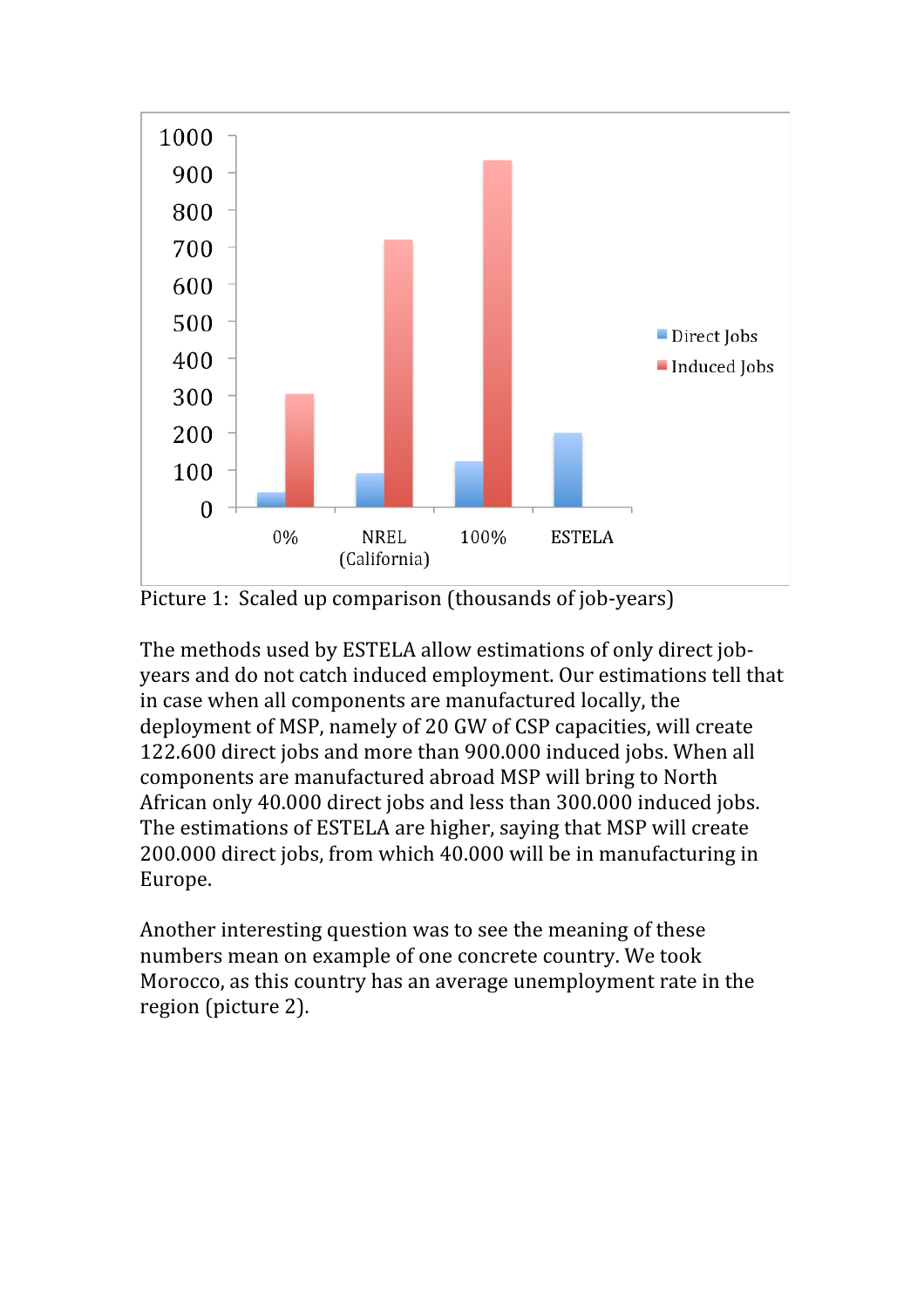Picture 1: Scaled up comparison (thousands of job-years)

The methods used by ESTELA allow estimations of only direct job-years and do not catch induced employment. Our estimations tell that in case when all components are manufactured locally, the deployment of MSP, namely of 20 GW of CSP capacities, will create 122.600 direct jobs and more than 900.000 induced jobs. When all components are manufactured abroad MSP will bring to North African only 40.000 direct jobs and less than 300.000 induced jobs. The estimations of ESTELA are higher, saying that MSP will create 200.000 direct jobs, from which 40.000 will be in manufacturing in Europe.

Another interesting question was to see the meaning of these numbers mean on example of one concrete country. We took Morocco, as this country has an average unemployment rate in the region (picture 2).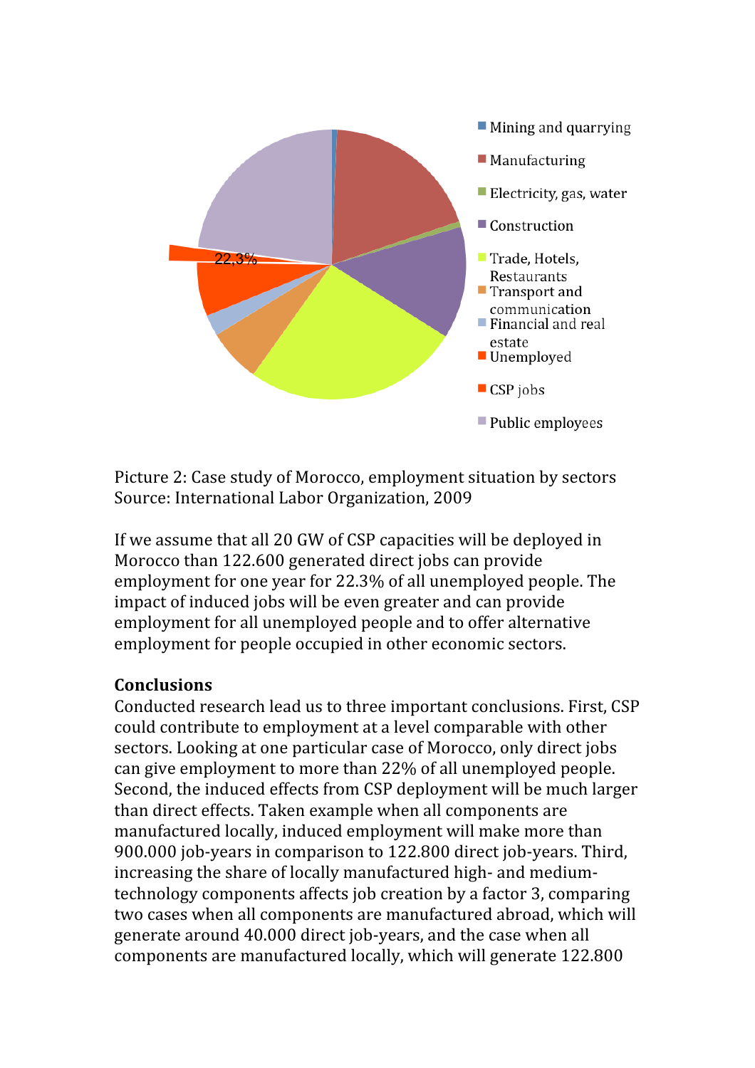Picture 2: Case study of Morocco, employment situation by sectors
Source: International Labor Organization, 2009

If we assume that all 20 GW of CSP capacities will be deployed in Morocco than 122.600 generated direct jobs can provide employment for one year for 22.3% of all unemployed people. The impact of induced jobs will be even greater and can provide employment for all unemployed people and to offer alternative employment for people occupied in other economic sectors.

**Conclusions**

Conducted research lead us to three important conclusions. First, CSP could contribute to employment at a level comparable with other sectors. Looking at one particular case of Morocco, only direct jobs can give employment to more than 22% of all unemployed people. Second, the induced effects from CSP deployment will be much larger than direct effects. Taken example when all components are manufactured locally, induced employment will make more than 900.000 job-years in comparison to 122.800 direct job-years. Third, increasing the share of locally manufactured high- and medium-technology components affects job creation by a factor 3, comparing two cases when all components are manufactured abroad, which will generate around 40.000 direct job-years, and the case when all components are manufactured locally, which will generate 122.800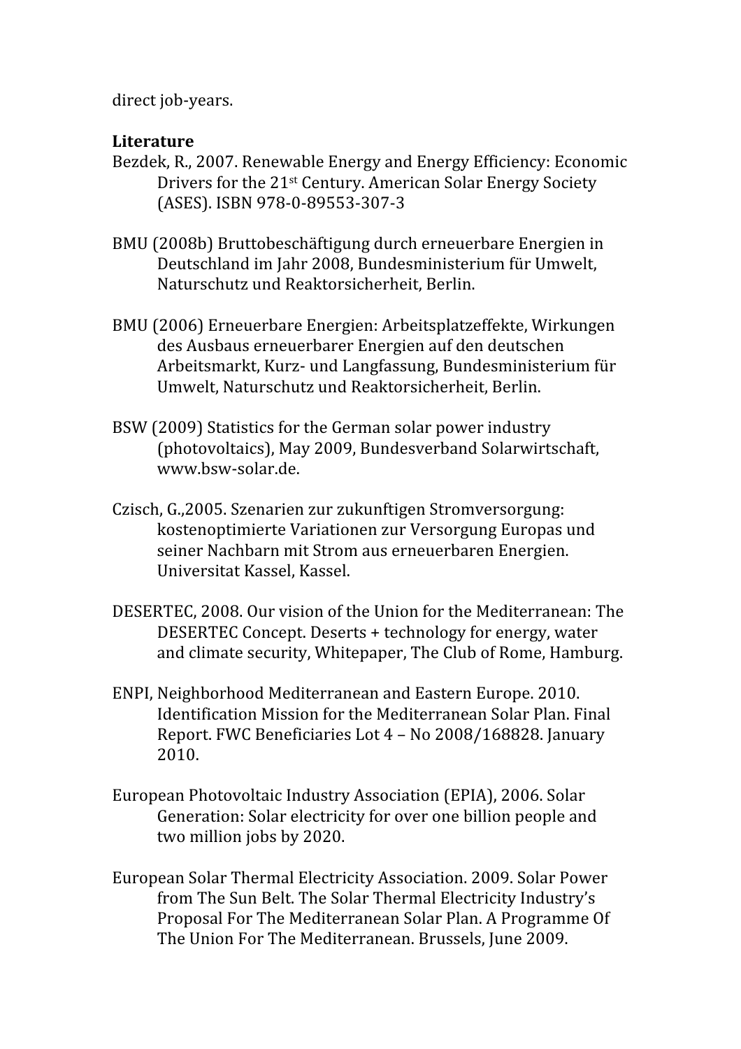direct job-years.

**Literature**

Bezdek, R., 2007. Renewable Energy and Energy Efficiency: Economic Drivers for the 21st Century. American Solar Energy Society (ASES). ISBN 978-0-89553-307-3

BMU (2008b) Bruttobeschäftigung durch erneuerbare Energien in Deutschland im Jahr 2008, Bundesministerium für Umwelt, Naturschutz und Reaktorsicherheit, Berlin.

BMU (2006) Erneuerbare Energien: Arbeitsplatzeffekte, Wirkungen des Ausbaus erneuerbarer Energien auf den deutschen Arbeitsmarkt, Kurz- und Langfassung, Bundesministerium für Umwelt, Naturschutz und Reaktorsicherheit, Berlin.

BSW (2009) Statistics for the German solar power industry (photovoltaics), May 2009, Bundesverband Solarwirtschaft, www.bsw-solar.de.

Czisch, G.,2005. Szenarien zur zukunftigen Stromversorgung: kostenoptimierte Variationen zur Versorgung Europas und seiner Nachbarn mit Strom aus erneuerbaren Energien. Universitat Kassel, Kassel.

DESERTEC, 2008. Our vision of the Union for the Mediterranean: The DESERTEC Concept. Deserts + technology for energy, water and climate security, Whitepaper, The Club of Rome, Hamburg.

ENPI, Neighborhood Mediterranean and Eastern Europe. 2010. Identification Mission for the Mediterranean Solar Plan. Final Report. FWC Beneficiaries Lot 4 – No 2008/168828. January 2010.

European Photovoltaic Industry Association (EPIA), 2006. Solar Generation: Solar electricity for over one billion people and two million jobs by 2020.

European Solar Thermal Electricity Association. 2009. Solar Power from The Sun Belt. The Solar Thermal Electricity Industry's Proposal For The Mediterranean Solar Plan. A Programme Of The Union For The Mediterranean. Brussels, June 2009.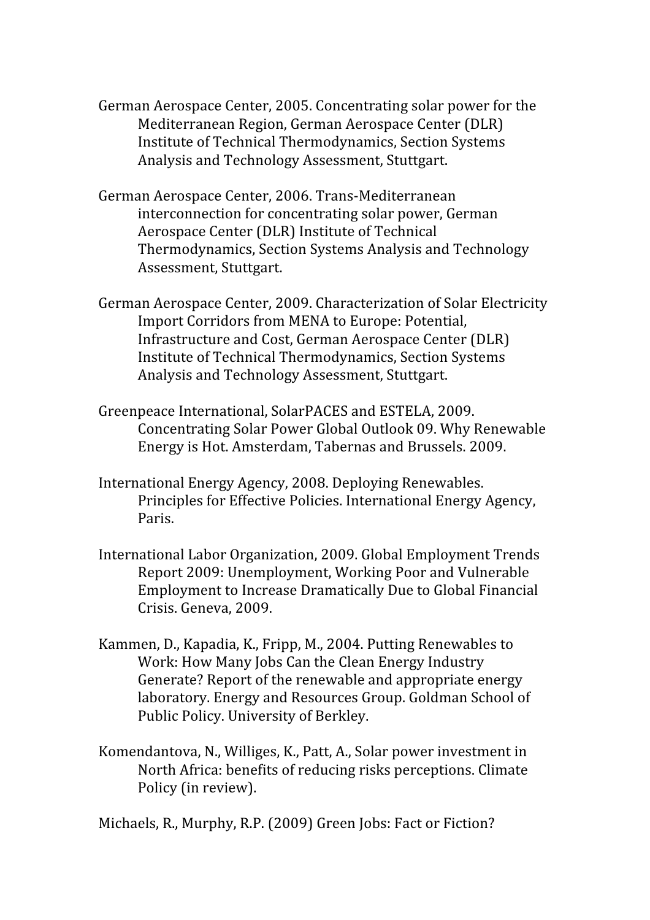German Aerospace Center, 2005. Concentrating solar power for the Mediterranean Region, German Aerospace Center (DLR) Institute of Technical Thermodynamics, Section Systems Analysis and Technology Assessment, Stuttgart.

German Aerospace Center, 2006. Trans-Mediterranean interconnection for concentrating solar power, German Aerospace Center (DLR) Institute of Technical Thermodynamics, Section Systems Analysis and Technology Assessment, Stuttgart.

German Aerospace Center, 2009. Characterization of Solar Electricity Import Corridors from MENA to Europe: Potential, Infrastructure and Cost, German Aerospace Center (DLR) Institute of Technical Thermodynamics, Section Systems Analysis and Technology Assessment, Stuttgart.

Greenpeace International, SolarPACES and ESTELA, 2009. Concentrating Solar Power Global Outlook 09. Why Renewable Energy is Hot. Amsterdam, Tabernas and Brussels. 2009.

International Energy Agency, 2008. Deploying Renewables. Principles for Effective Policies. International Energy Agency, Paris.

International Labor Organization, 2009. Global Employment Trends Report 2009: Unemployment, Working Poor and Vulnerable Employment to Increase Dramatically Due to Global Financial Crisis. Geneva, 2009.

Kammen, D., Kapadia, K., Fripp, M., 2004. Putting Renewables to Work: How Many Jobs Can the Clean Energy Industry Generate? Report of the renewable and appropriate energy laboratory. Energy and Resources Group. Goldman School of Public Policy. University of Berkley.

Komendantova, N., Williges, K., Patt, A., Solar power investment in North Africa: benefits of reducing risks perceptions. Climate Policy (in review).

Michaels, R., Murphy, R.P. (2009) Green Jobs: Fact or Fiction?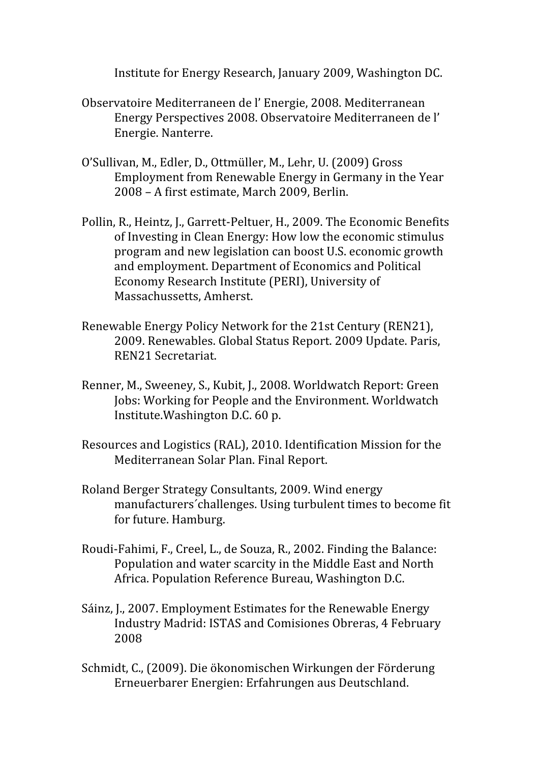Institute for Energy Research, January 2009, Washington DC.

Observatoire Mediterraneen de l' Energie, 2008. Mediterranean Energy Perspectives 2008. Observatoire Mediterraneen de l' Energie. Nanterre.

O'Sullivan, M., Edler, D., Ottmüller, M., Lehr, U. (2009) Gross Employment from Renewable Energy in Germany in the Year 2008 – A first estimate, March 2009, Berlin.

Pollin, R., Heintz, J., Garrett-Peltuer, H., 2009. The Economic Benefits of Investing in Clean Energy: How low the economic stimulus program and new legislation can boost U.S. economic growth and employment. Department of Economics and Political Economy Research Institute (PERI), University of Massachussetts, Amherst.

Renewable Energy Policy Network for the 21st Century (REN21), 2009. Renewables. Global Status Report. 2009 Update. Paris, REN21 Secretariat.

Renner, M., Sweeney, S., Kubit, J., 2008. Worldwatch Report: Green Jobs: Working for People and the Environment. Worldwatch Institute.Washington D.C. 60 p.

Resources and Logistics (RAL), 2010. Identification Mission for the Mediterranean Solar Plan. Final Report.

Roland Berger Strategy Consultants, 2009. Wind energy manufacturers´challenges. Using turbulent times to become fit for future. Hamburg.

Roudi-Fahimi, F., Creel, L., de Souza, R., 2002. Finding the Balance: Population and water scarcity in the Middle East and North Africa. Population Reference Bureau, Washington D.C.

Sáinz, J., 2007. Employment Estimates for the Renewable Energy Industry Madrid: ISTAS and Comisiones Obreras, 4 February 2008

Schmidt, C., (2009). Die ökonomischen Wirkungen der Förderung Erneuerbarer Energien: Erfahrungen aus Deutschland.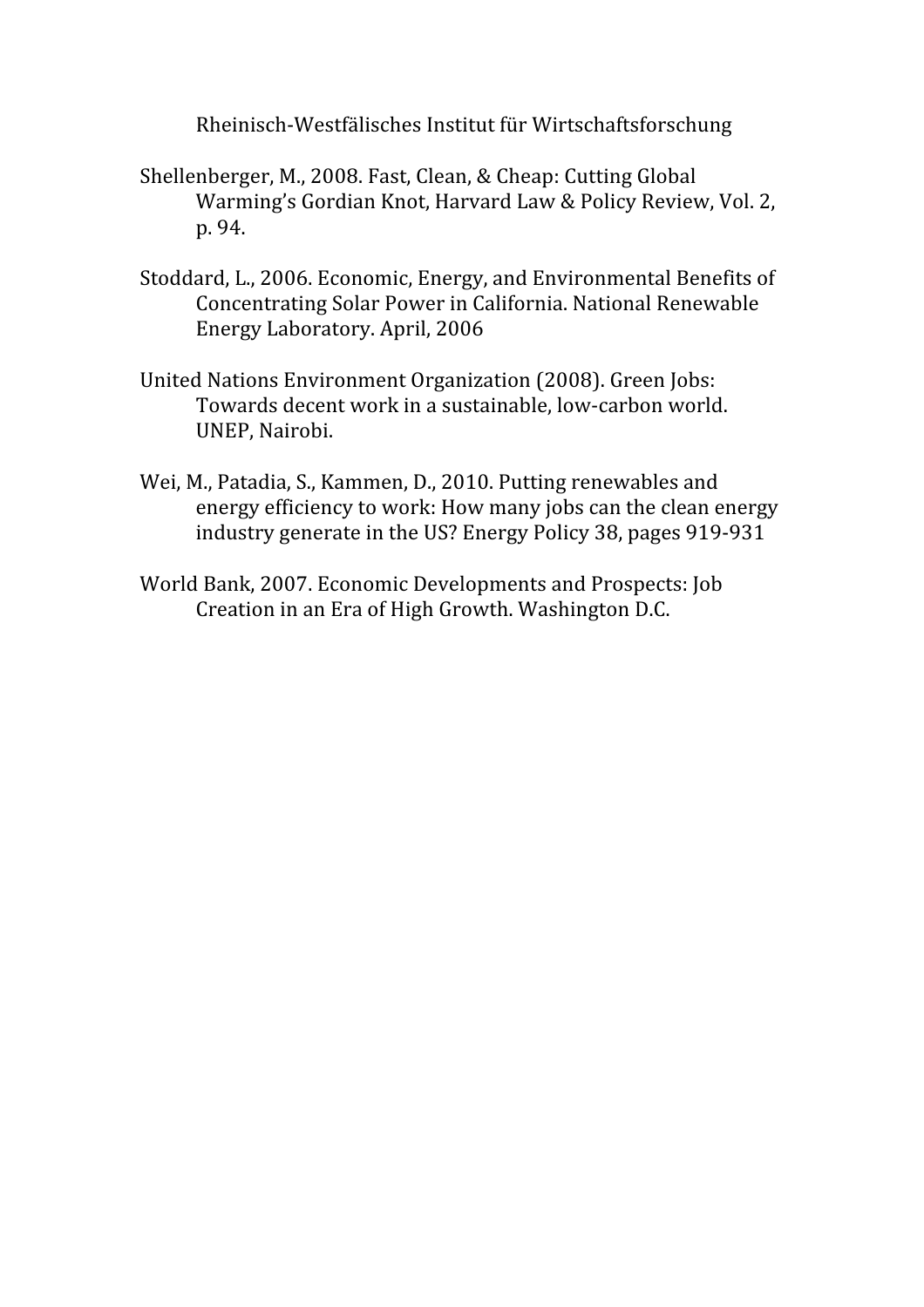Rheinisch-Westfälisches Institut für Wirtschaftsforschung

Shellenberger, M., 2008. Fast, Clean, & Cheap: Cutting Global Warming's Gordian Knot, Harvard Law & Policy Review, Vol. 2, p. 94.

Stoddard, L., 2006. Economic, Energy, and Environmental Benefits of Concentrating Solar Power in California. National Renewable Energy Laboratory. April, 2006

United Nations Environment Organization (2008). Green Jobs: Towards decent work in a sustainable, low-carbon world. UNEP, Nairobi.

Wei, M., Patadia, S., Kammen, D., 2010. Putting renewables and energy efficiency to work: How many jobs can the clean energy industry generate in the US? Energy Policy 38, pages 919-931

World Bank, 2007. Economic Developments and Prospects: Job Creation in an Era of High Growth. Washington D.C.